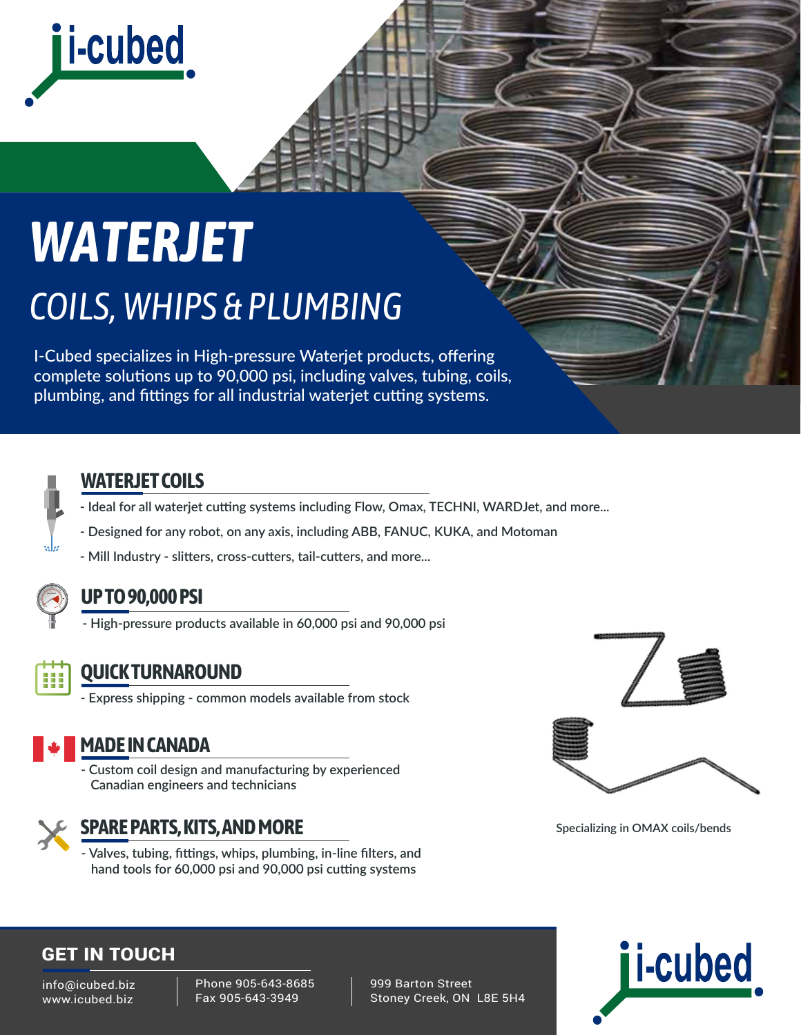i-cubed

# WATERJET

## COILS, WHIPS & PLUMBING

I-Cubed specializes in High-pressure Waterjet products, offering complete solutions up to 90,000 psi, including valves, tubing, coils, plumbing, and fittings for all industrial waterjet cutting systems.

### WATERJET COILS

- Ideal for all waterjet cutting systems including Flow, Omax, TECHNI, WARDJet, and more...
- Designed for any robot, on any axis, including ABB, FANUC, KUKA, and Motoman
- Mill Industry - slitters, cross-cutters, tail-cutters, and more...

### UP TO 90,000 PSI

- High-pressure products available in 60,000 psi and 90,000 psi

### QUICK TURNAROUND

- Express shipping - common models available from stock

### MADE IN CANADA

- Custom coil design and manufacturing by experienced Canadian engineers and technicians

### SPARE PARTS, KITS, AND MORE

- Valves, tubing, fittings, whips, plumbing, in-line filters, and hand tools for 60,000 psi and 90,000 psi cutting systems

Specializing in OMAX coils/bends

### GET IN TOUCH

info@icubed.biz
www.icubed.biz

Phone 905-643-8685
Fax 905-643-3949

999 Barton Street
Stoney Creek, ON  L8E 5H4

i-cubed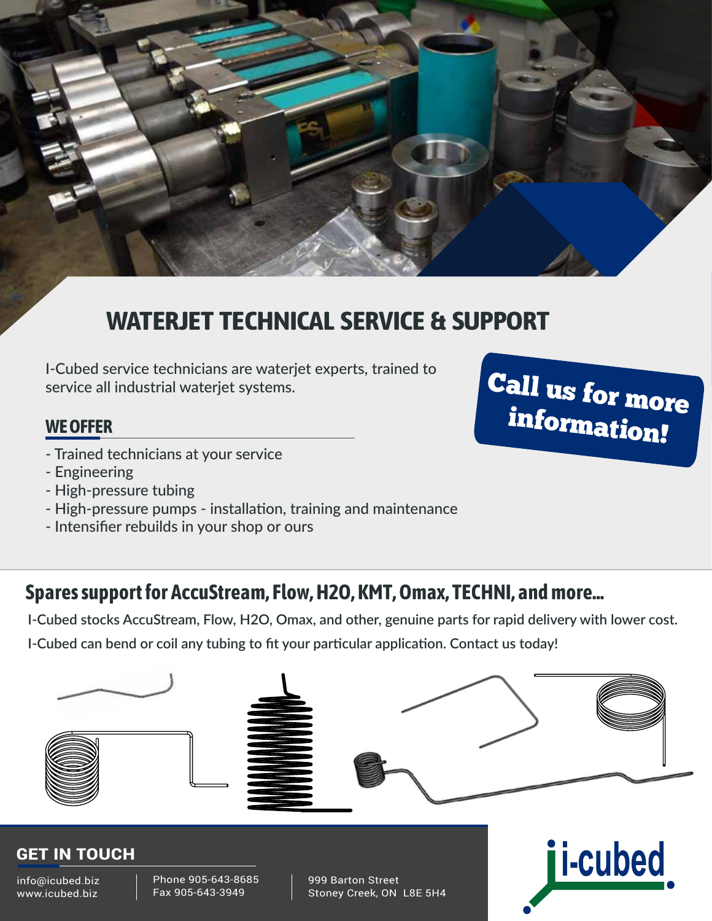# WATERJET TECHNICAL SERVICE & SUPPORT

I-Cubed service technicians are waterjet experts, trained to service all industrial waterjet systems.

**Call us for more information!**

## WE OFFER

- Trained technicians at your service
- Engineering
- High-pressure tubing
- High-pressure pumps - installation, training and maintenance
- Intensifier rebuilds in your shop or ours

## Spares support for AccuStream, Flow, H2O, KMT, Omax, TECHNI, and more...

I-Cubed stocks AccuStream, Flow, H2O, Omax, and other, genuine parts for rapid delivery with lower cost.

I-Cubed can bend or coil any tubing to fit your particular application. Contact us today!

## GET IN TOUCH

info@icubed.biz
www.icubed.biz

Phone 905-643-8685
Fax 905-643-3949

999 Barton Street
Stoney Creek, ON L8E 5H4

i-cubed